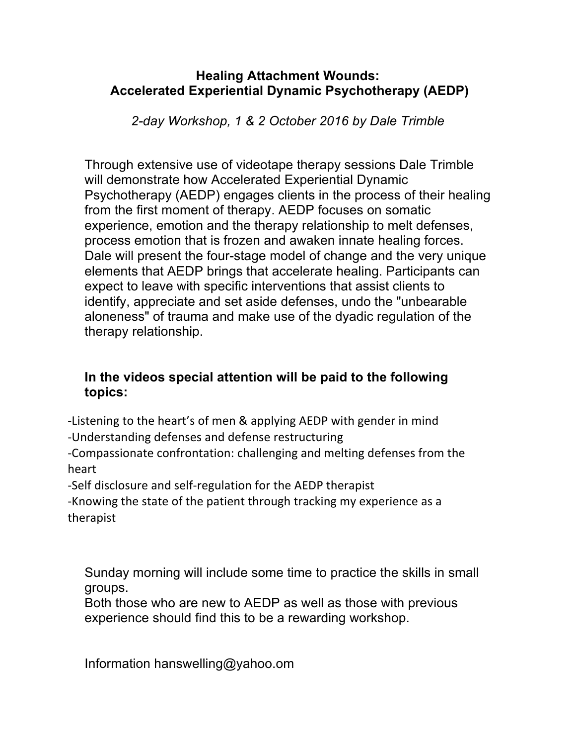# Healing Attachment Wounds:
# Accelerated Experiential Dynamic Psychotherapy (AEDP)

*2-day Workshop, 1 & 2 October 2016 by Dale Trimble*

Through extensive use of videotape therapy sessions Dale Trimble will demonstrate how Accelerated Experiential Dynamic Psychotherapy (AEDP) engages clients in the process of their healing from the first moment of therapy. AEDP focuses on somatic experience, emotion and the therapy relationship to melt defenses, process emotion that is frozen and awaken innate healing forces. Dale will present the four-stage model of change and the very unique elements that AEDP brings that accelerate healing. Participants can expect to leave with specific interventions that assist clients to identify, appreciate and set aside defenses, undo the "unbearable aloneness" of trauma and make use of the dyadic regulation of the therapy relationship.

**In the videos special attention will be paid to the following topics:**

-Listening to the heart's of men & applying AEDP with gender in mind
-Understanding defenses and defense restructuring
-Compassionate confrontation: challenging and melting defenses from the heart
-Self disclosure and self-regulation for the AEDP therapist
-Knowing the state of the patient through tracking my experience as a therapist

Sunday morning will include some time to practice the skills in small groups.
Both those who are new to AEDP as well as those with previous experience should find this to be a rewarding workshop.

Information hanswelling@yahoo.om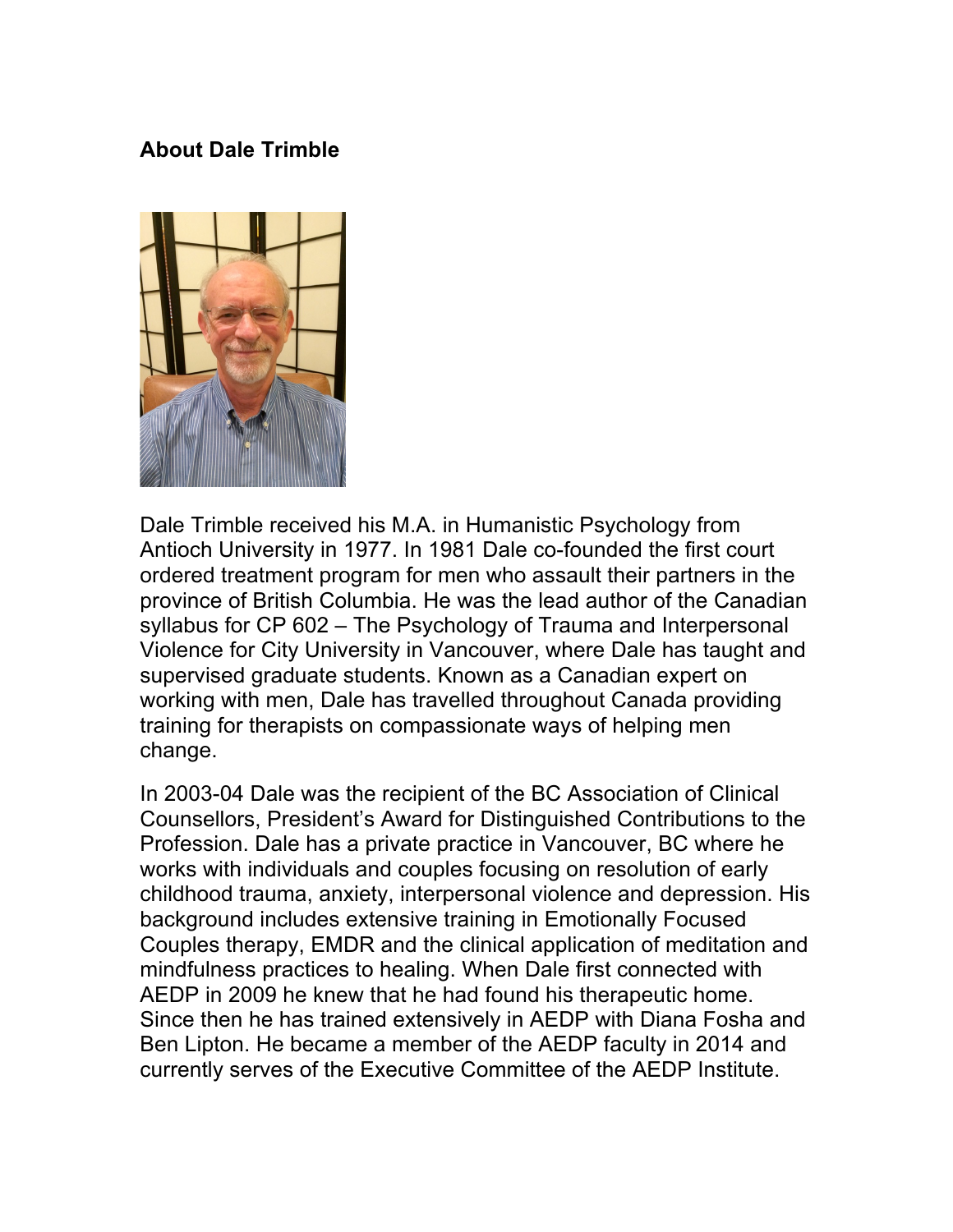**About Dale Trimble**

Dale Trimble received his M.A. in Humanistic Psychology from Antioch University in 1977. In 1981 Dale co-founded the first court ordered treatment program for men who assault their partners in the province of British Columbia. He was the lead author of the Canadian syllabus for CP 602 – The Psychology of Trauma and Interpersonal Violence for City University in Vancouver, where Dale has taught and supervised graduate students. Known as a Canadian expert on working with men, Dale has travelled throughout Canada providing training for therapists on compassionate ways of helping men change.

In 2003-04 Dale was the recipient of the BC Association of Clinical Counsellors, President's Award for Distinguished Contributions to the Profession. Dale has a private practice in Vancouver, BC where he works with individuals and couples focusing on resolution of early childhood trauma, anxiety, interpersonal violence and depression. His background includes extensive training in Emotionally Focused Couples therapy, EMDR and the clinical application of meditation and mindfulness practices to healing. When Dale first connected with AEDP in 2009 he knew that he had found his therapeutic home. Since then he has trained extensively in AEDP with Diana Fosha and Ben Lipton. He became a member of the AEDP faculty in 2014 and currently serves of the Executive Committee of the AEDP Institute.